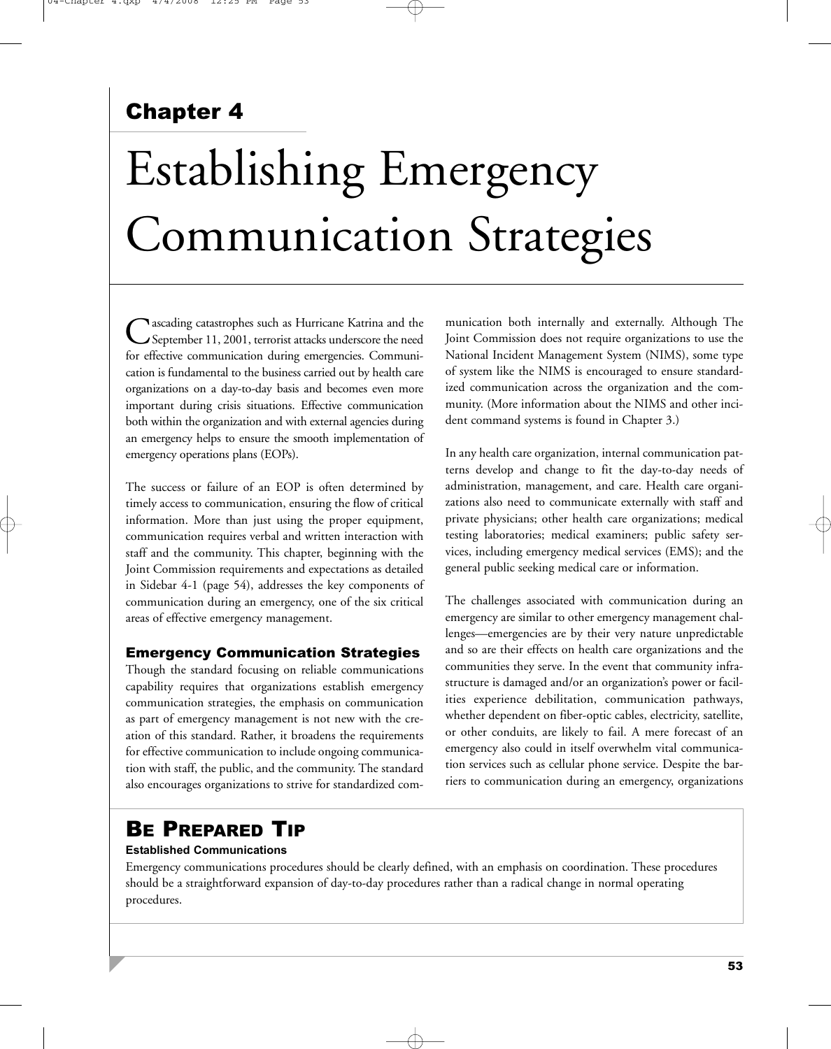## Chapter 4

# Establishing Emergency Communication Strategies

Cascading catastrophes such as Hurricane Katrina and the September 11, 2001, terrorist attacks underscore the need for effective communication during emergencies. Communication is fundamental to the business carried out by health care organizations on a day-to-day basis and becomes even more important during crisis situations. Effective communication both within the organization and with external agencies during an emergency helps to ensure the smooth implementation of emergency operations plans (EOPs).

The success or failure of an EOP is often determined by timely access to communication, ensuring the flow of critical information. More than just using the proper equipment, communication requires verbal and written interaction with staff and the community. This chapter, beginning with the Joint Commission requirements and expectations as detailed in Sidebar 4-1 (page 54), addresses the key components of communication during an emergency, one of the six critical areas of effective emergency management.

### Emergency Communication Strategies

Though the standard focusing on reliable communications capability requires that organizations establish emergency communication strategies, the emphasis on communication as part of emergency management is not new with the creation of this standard. Rather, it broadens the requirements for effective communication to include ongoing communication with staff, the public, and the community. The standard also encourages organizations to strive for standardized communication both internally and externally. Although The Joint Commission does not require organizations to use the National Incident Management System (NIMS), some type of system like the NIMS is encouraged to ensure standardized communication across the organization and the community. (More information about the NIMS and other incident command systems is found in Chapter 3.)

In any health care organization, internal communication patterns develop and change to fit the day-to-day needs of administration, management, and care. Health care organizations also need to communicate externally with staff and private physicians; other health care organizations; medical testing laboratories; medical examiners; public safety services, including emergency medical services (EMS); and the general public seeking medical care or information.

The challenges associated with communication during an emergency are similar to other emergency management challenges—emergencies are by their very nature unpredictable and so are their effects on health care organizations and the communities they serve. In the event that community infrastructure is damaged and/or an organization's power or facilities experience debilitation, communication pathways, whether dependent on fiber-optic cables, electricity, satellite, or other conduits, are likely to fail. A mere forecast of an emergency also could in itself overwhelm vital communication services such as cellular phone service. Despite the barriers to communication during an emergency, organizations

## Be Prepared Tip

**Established Communications**

Emergency communications procedures should be clearly defined, with an emphasis on coordination. These procedures should be a straightforward expansion of day-to-day procedures rather than a radical change in normal operating procedures.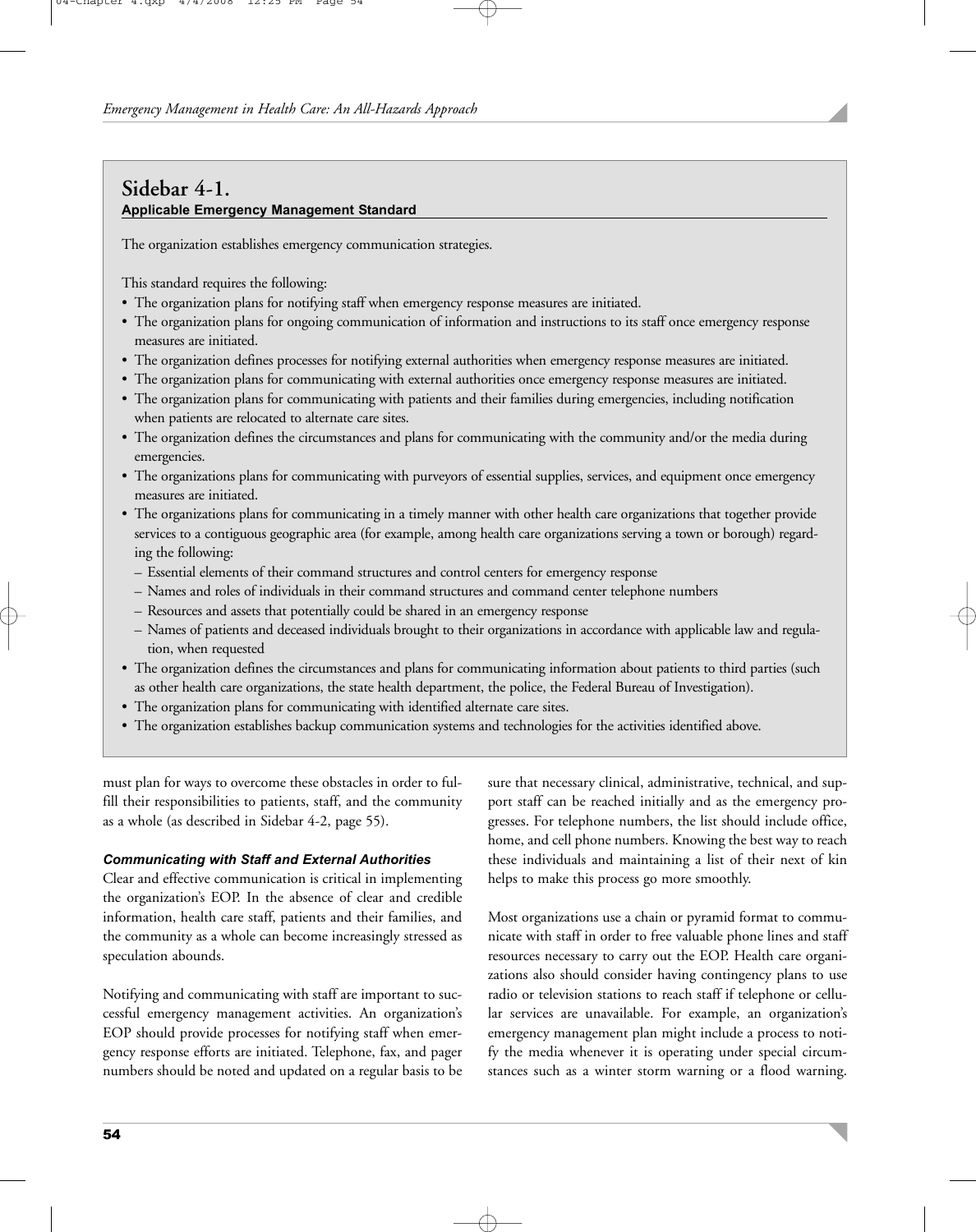## Sidebar 4-1.

**Applicable Emergency Management Standard**

The organization establishes emergency communication strategies.

This standard requires the following:

- The organization plans for notifying staff when emergency response measures are initiated.
- The organization plans for ongoing communication of information and instructions to its staff once emergency response measures are initiated.
- The organization defines processes for notifying external authorities when emergency response measures are initiated.
- The organization plans for communicating with external authorities once emergency response measures are initiated.
- The organization plans for communicating with patients and their families during emergencies, including notification when patients are relocated to alternate care sites.
- The organization defines the circumstances and plans for communicating with the community and/or the media during emergencies.
- The organizations plans for communicating with purveyors of essential supplies, services, and equipment once emergency measures are initiated.
- The organizations plans for communicating in a timely manner with other health care organizations that together provide services to a contiguous geographic area (for example, among health care organizations serving a town or borough) regarding the following:
  - Essential elements of their command structures and control centers for emergency response
  - Names and roles of individuals in their command structures and command center telephone numbers
  - Resources and assets that potentially could be shared in an emergency response
  - Names of patients and deceased individuals brought to their organizations in accordance with applicable law and regulation, when requested
- The organization defines the circumstances and plans for communicating information about patients to third parties (such as other health care organizations, the state health department, the police, the Federal Bureau of Investigation).
- The organization plans for communicating with identified alternate care sites.
- The organization establishes backup communication systems and technologies for the activities identified above.

must plan for ways to overcome these obstacles in order to fulfill their responsibilities to patients, staff, and the community as a whole (as described in Sidebar 4-2, page 55).

### *Communicating with Staff and External Authorities*

Clear and effective communication is critical in implementing the organization's EOP. In the absence of clear and credible information, health care staff, patients and their families, and the community as a whole can become increasingly stressed as speculation abounds.

Notifying and communicating with staff are important to successful emergency management activities. An organization's EOP should provide processes for notifying staff when emergency response efforts are initiated. Telephone, fax, and pager numbers should be noted and updated on a regular basis to be sure that necessary clinical, administrative, technical, and support staff can be reached initially and as the emergency progresses. For telephone numbers, the list should include office, home, and cell phone numbers. Knowing the best way to reach these individuals and maintaining a list of their next of kin helps to make this process go more smoothly.

Most organizations use a chain or pyramid format to communicate with staff in order to free valuable phone lines and staff resources necessary to carry out the EOP. Health care organizations also should consider having contingency plans to use radio or television stations to reach staff if telephone or cellular services are unavailable. For example, an organization's emergency management plan might include a process to notify the media whenever it is operating under special circumstances such as a winter storm warning or a flood warning.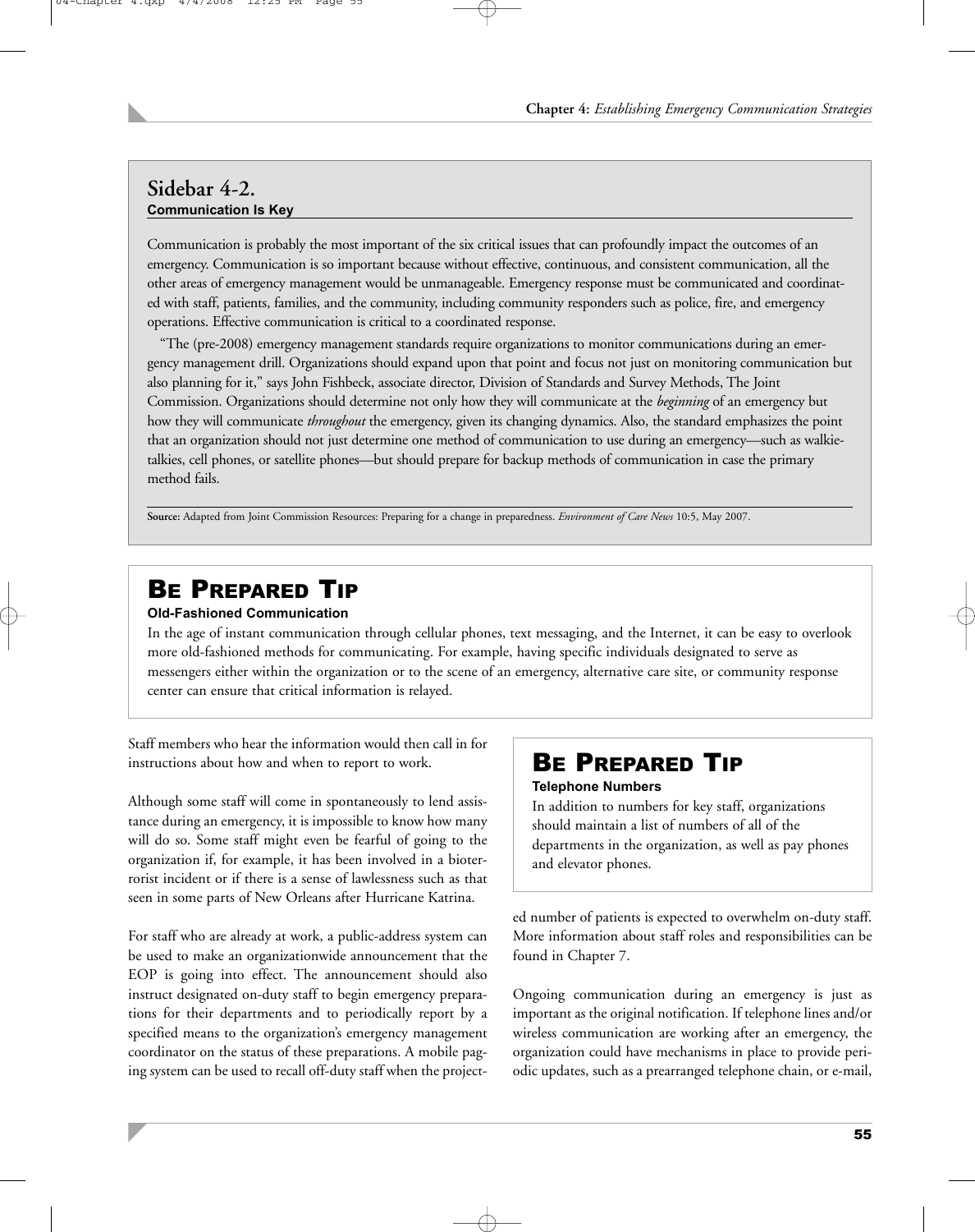## Sidebar 4-2.
**Communication Is Key**

Communication is probably the most important of the six critical issues that can profoundly impact the outcomes of an emergency. Communication is so important because without effective, continuous, and consistent communication, all the other areas of emergency management would be unmanageable. Emergency response must be communicated and coordinated with staff, patients, families, and the community, including community responders such as police, fire, and emergency operations. Effective communication is critical to a coordinated response.

"The (pre-2008) emergency management standards require organizations to monitor communications during an emergency management drill. Organizations should expand upon that point and focus not just on monitoring communication but also planning for it," says John Fishbeck, associate director, Division of Standards and Survey Methods, The Joint Commission. Organizations should determine not only how they will communicate at the *beginning* of an emergency but how they will communicate *throughout* the emergency, given its changing dynamics. Also, the standard emphasizes the point that an organization should not just determine one method of communication to use during an emergency—such as walkie-talkies, cell phones, or satellite phones—but should prepare for backup methods of communication in case the primary method fails.

**Source:** Adapted from Joint Commission Resources: Preparing for a change in preparedness. *Environment of Care News* 10:5, May 2007.

## BE PREPARED TIP
**Old-Fashioned Communication**

In the age of instant communication through cellular phones, text messaging, and the Internet, it can be easy to overlook more old-fashioned methods for communicating. For example, having specific individuals designated to serve as messengers either within the organization or to the scene of an emergency, alternative care site, or community response center can ensure that critical information is relayed.

Staff members who hear the information would then call in for instructions about how and when to report to work.

Although some staff will come in spontaneously to lend assistance during an emergency, it is impossible to know how many will do so. Some staff might even be fearful of going to the organization if, for example, it has been involved in a bioterrorist incident or if there is a sense of lawlessness such as that seen in some parts of New Orleans after Hurricane Katrina.

For staff who are already at work, a public-address system can be used to make an organizationwide announcement that the EOP is going into effect. The announcement should also instruct designated on-duty staff to begin emergency preparations for their departments and to periodically report by a specified means to the organization's emergency management coordinator on the status of these preparations. A mobile paging system can be used to recall off-duty staff when the projected number of patients is expected to overwhelm on-duty staff. More information about staff roles and responsibilities can be found in Chapter 7.

## BE PREPARED TIP
**Telephone Numbers**

In addition to numbers for key staff, organizations should maintain a list of numbers of all of the departments in the organization, as well as pay phones and elevator phones.

Ongoing communication during an emergency is just as important as the original notification. If telephone lines and/or wireless communication are working after an emergency, the organization could have mechanisms in place to provide periodic updates, such as a prearranged telephone chain, or e-mail,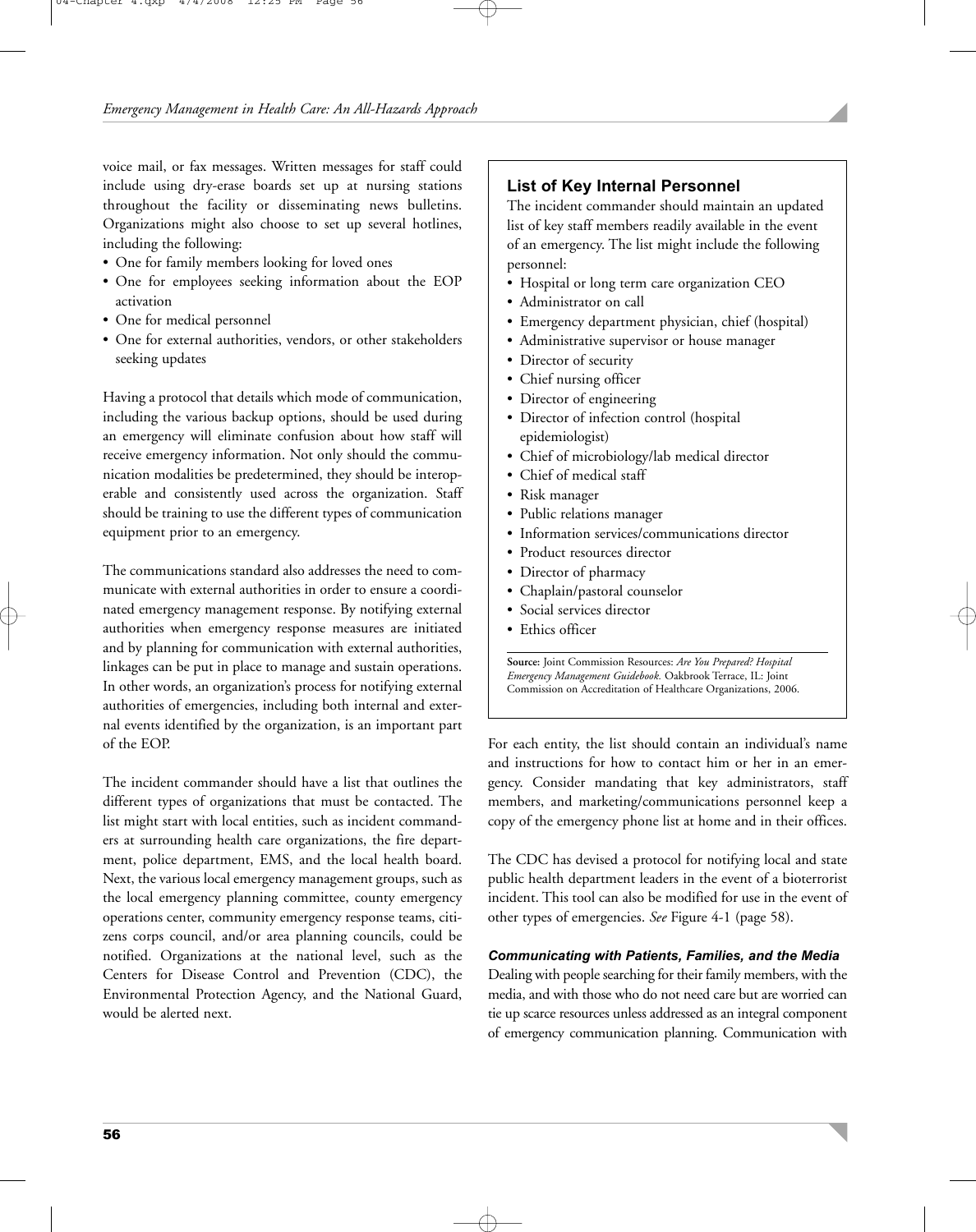voice mail, or fax messages. Written messages for staff could include using dry-erase boards set up at nursing stations throughout the facility or disseminating news bulletins. Organizations might also choose to set up several hotlines, including the following:

- One for family members looking for loved ones
- One for employees seeking information about the EOP activation
- One for medical personnel
- One for external authorities, vendors, or other stakeholders seeking updates

Having a protocol that details which mode of communication, including the various backup options, should be used during an emergency will eliminate confusion about how staff will receive emergency information. Not only should the communication modalities be predetermined, they should be interoperable and consistently used across the organization. Staff should be training to use the different types of communication equipment prior to an emergency.

The communications standard also addresses the need to communicate with external authorities in order to ensure a coordinated emergency management response. By notifying external authorities when emergency response measures are initiated and by planning for communication with external authorities, linkages can be put in place to manage and sustain operations. In other words, an organization's process for notifying external authorities of emergencies, including both internal and external events identified by the organization, is an important part of the EOP.

The incident commander should have a list that outlines the different types of organizations that must be contacted. The list might start with local entities, such as incident commanders at surrounding health care organizations, the fire department, police department, EMS, and the local health board. Next, the various local emergency management groups, such as the local emergency planning committee, county emergency operations center, community emergency response teams, citizens corps council, and/or area planning councils, could be notified. Organizations at the national level, such as the Centers for Disease Control and Prevention (CDC), the Environmental Protection Agency, and the National Guard, would be alerted next.

### List of Key Internal Personnel

The incident commander should maintain an updated list of key staff members readily available in the event of an emergency. The list might include the following personnel:

- Hospital or long term care organization CEO
- Administrator on call
- Emergency department physician, chief (hospital)
- Administrative supervisor or house manager
- Director of security
- Chief nursing officer
- Director of engineering
- Director of infection control (hospital epidemiologist)
- Chief of microbiology/lab medical director
- Chief of medical staff
- Risk manager
- Public relations manager
- Information services/communications director
- Product resources director
- Director of pharmacy
- Chaplain/pastoral counselor
- Social services director
- Ethics officer

**Source:** Joint Commission Resources: *Are You Prepared? Hospital Emergency Management Guidebook.* Oakbrook Terrace, IL: Joint Commission on Accreditation of Healthcare Organizations, 2006.

For each entity, the list should contain an individual's name and instructions for how to contact him or her in an emergency. Consider mandating that key administrators, staff members, and marketing/communications personnel keep a copy of the emergency phone list at home and in their offices.

The CDC has devised a protocol for notifying local and state public health department leaders in the event of a bioterrorist incident. This tool can also be modified for use in the event of other types of emergencies. *See* Figure 4-1 (page 58).

#### *Communicating with Patients, Families, and the Media*

Dealing with people searching for their family members, with the media, and with those who do not need care but are worried can tie up scarce resources unless addressed as an integral component of emergency communication planning. Communication with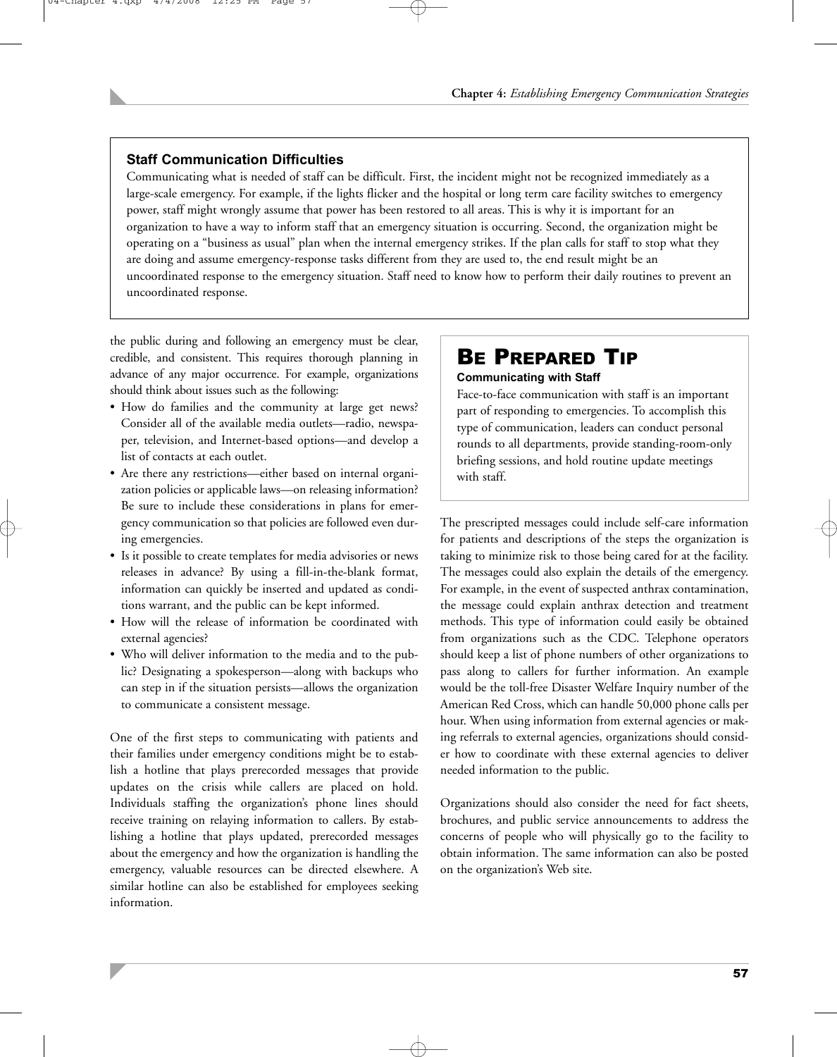### Staff Communication Difficulties

Communicating what is needed of staff can be difficult. First, the incident might not be recognized immediately as a large-scale emergency. For example, if the lights flicker and the hospital or long term care facility switches to emergency power, staff might wrongly assume that power has been restored to all areas. This is why it is important for an organization to have a way to inform staff that an emergency situation is occurring. Second, the organization might be operating on a "business as usual" plan when the internal emergency strikes. If the plan calls for staff to stop what they are doing and assume emergency-response tasks different from they are used to, the end result might be an uncoordinated response to the emergency situation. Staff need to know how to perform their daily routines to prevent an uncoordinated response.

the public during and following an emergency must be clear, credible, and consistent. This requires thorough planning in advance of any major occurrence. For example, organizations should think about issues such as the following:

- How do families and the community at large get news? Consider all of the available media outlets—radio, newspaper, television, and Internet-based options—and develop a list of contacts at each outlet.
- Are there any restrictions—either based on internal organization policies or applicable laws—on releasing information? Be sure to include these considerations in plans for emergency communication so that policies are followed even during emergencies.
- Is it possible to create templates for media advisories or news releases in advance? By using a fill-in-the-blank format, information can quickly be inserted and updated as conditions warrant, and the public can be kept informed.
- How will the release of information be coordinated with external agencies?
- Who will deliver information to the media and to the public? Designating a spokesperson—along with backups who can step in if the situation persists—allows the organization to communicate a consistent message.

One of the first steps to communicating with patients and their families under emergency conditions might be to establish a hotline that plays prerecorded messages that provide updates on the crisis while callers are placed on hold. Individuals staffing the organization's phone lines should receive training on relaying information to callers. By establishing a hotline that plays updated, prerecorded messages about the emergency and how the organization is handling the emergency, valuable resources can be directed elsewhere. A similar hotline can also be established for employees seeking information.

## Be Prepared Tip

**Communicating with Staff**

Face-to-face communication with staff is an important part of responding to emergencies. To accomplish this type of communication, leaders can conduct personal rounds to all departments, provide standing-room-only briefing sessions, and hold routine update meetings with staff.

The prescripted messages could include self-care information for patients and descriptions of the steps the organization is taking to minimize risk to those being cared for at the facility. The messages could also explain the details of the emergency. For example, in the event of suspected anthrax contamination, the message could explain anthrax detection and treatment methods. This type of information could easily be obtained from organizations such as the CDC. Telephone operators should keep a list of phone numbers of other organizations to pass along to callers for further information. An example would be the toll-free Disaster Welfare Inquiry number of the American Red Cross, which can handle 50,000 phone calls per hour. When using information from external agencies or making referrals to external agencies, organizations should consider how to coordinate with these external agencies to deliver needed information to the public.

Organizations should also consider the need for fact sheets, brochures, and public service announcements to address the concerns of people who will physically go to the facility to obtain information. The same information can also be posted on the organization's Web site.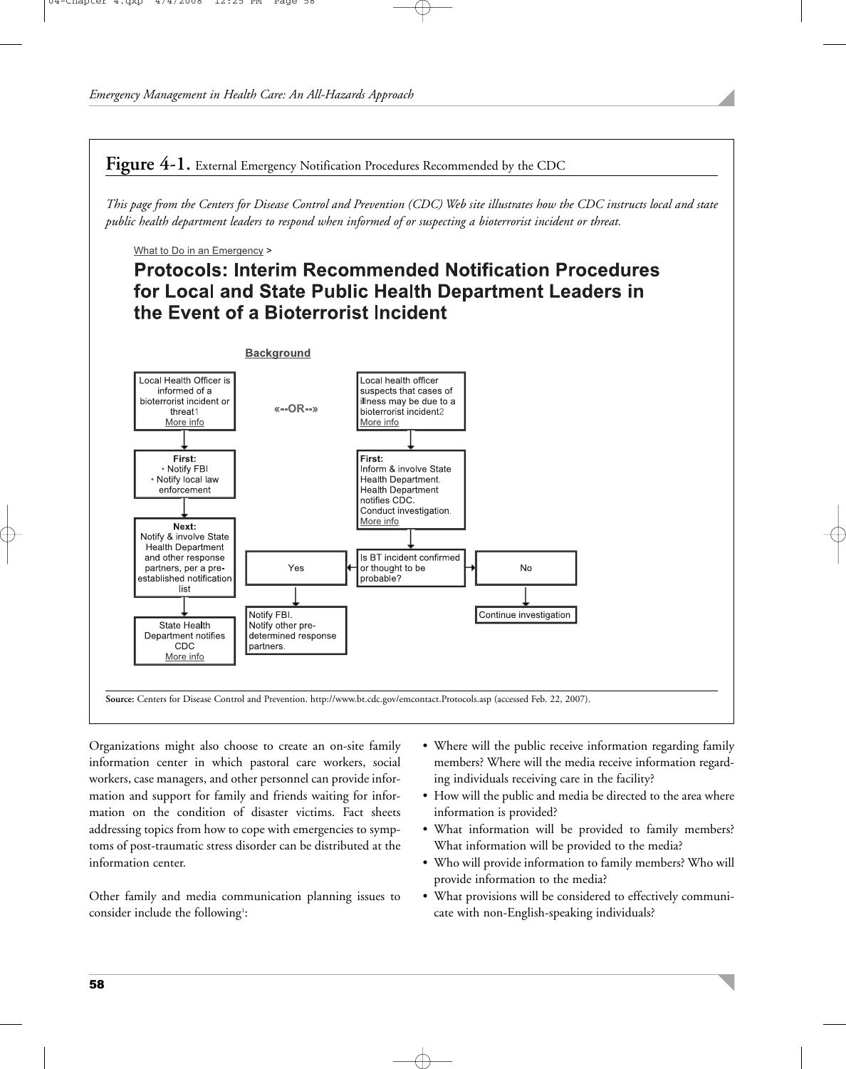**Figure 4-1.** External Emergency Notification Procedures Recommended by the CDC

*This page from the Centers for Disease Control and Prevention (CDC) Web site illustrates how the CDC instructs local and state public health department leaders to respond when informed of or suspecting a bioterrorist incident or threat.*

What to Do in an Emergency >

## Protocols: Interim Recommended Notification Procedures for Local and State Public Health Department Leaders in the Event of a Bioterrorist Incident

Background

Local Health Officer is informed of a bioterrorist incident or threat1 More info

→ **First:**
- Notify FBI
- Notify local law enforcement

→ **Next:** Notify & involve State Health Department and other response partners, per a pre-established notification list

→ State Health Department notifies CDC More info

«--OR--»

Local health officer suspects that cases of illness may be due to a bioterrorist incident2 More info

→ **First:** Inform & involve State Health Department. Health Department notifies CDC. Conduct investigation. More info

→ Is BT incident confirmed or thought to be probable?

- Yes → Notify FBI. Notify other pre-determined response partners.
- No → Continue investigation

**Source:** Centers for Disease Control and Prevention. http://www.bt.cdc.gov/emcontact.Protocols.asp (accessed Feb. 22, 2007).

Organizations might also choose to create an on-site family information center in which pastoral care workers, social workers, case managers, and other personnel can provide information and support for family and friends waiting for information on the condition of disaster victims. Fact sheets addressing topics from how to cope with emergencies to symptoms of post-traumatic stress disorder can be distributed at the information center.

Other family and media communication planning issues to consider include the following[1]:

- Where will the public receive information regarding family members? Where will the media receive information regarding individuals receiving care in the facility?
- How will the public and media be directed to the area where information is provided?
- What information will be provided to family members? What information will be provided to the media?
- Who will provide information to family members? Who will provide information to the media?
- What provisions will be considered to effectively communicate with non-English-speaking individuals?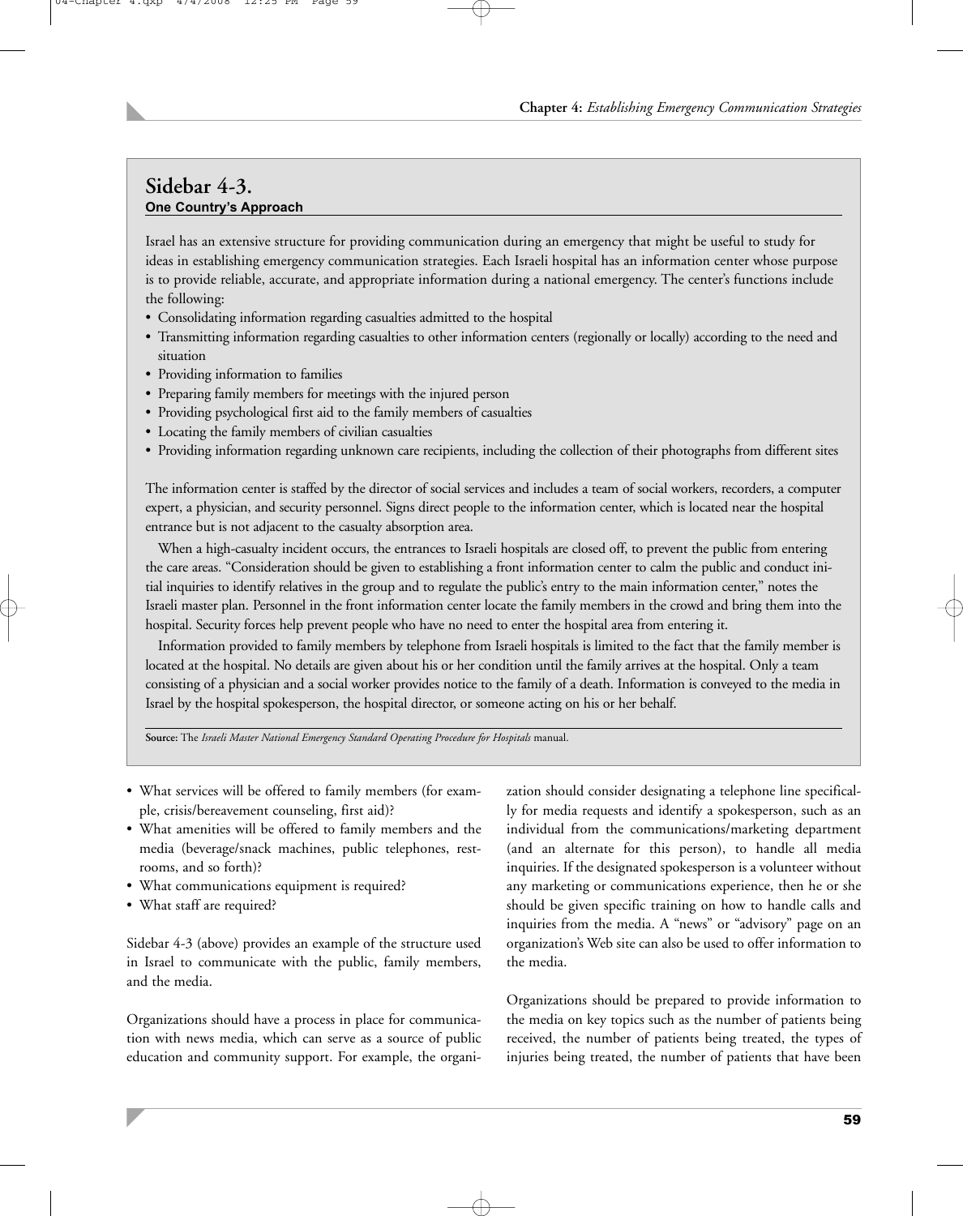## Sidebar 4-3.
### One Country's Approach

Israel has an extensive structure for providing communication during an emergency that might be useful to study for ideas in establishing emergency communication strategies. Each Israeli hospital has an information center whose purpose is to provide reliable, accurate, and appropriate information during a national emergency. The center's functions include the following:

- Consolidating information regarding casualties admitted to the hospital
- Transmitting information regarding casualties to other information centers (regionally or locally) according to the need and situation
- Providing information to families
- Preparing family members for meetings with the injured person
- Providing psychological first aid to the family members of casualties
- Locating the family members of civilian casualties
- Providing information regarding unknown care recipients, including the collection of their photographs from different sites

The information center is staffed by the director of social services and includes a team of social workers, recorders, a computer expert, a physician, and security personnel. Signs direct people to the information center, which is located near the hospital entrance but is not adjacent to the casualty absorption area.

When a high-casualty incident occurs, the entrances to Israeli hospitals are closed off, to prevent the public from entering the care areas. "Consideration should be given to establishing a front information center to calm the public and conduct initial inquiries to identify relatives in the group and to regulate the public's entry to the main information center," notes the Israeli master plan. Personnel in the front information center locate the family members in the crowd and bring them into the hospital. Security forces help prevent people who have no need to enter the hospital area from entering it.

Information provided to family members by telephone from Israeli hospitals is limited to the fact that the family member is located at the hospital. No details are given about his or her condition until the family arrives at the hospital. Only a team consisting of a physician and a social worker provides notice to the family of a death. Information is conveyed to the media in Israel by the hospital spokesperson, the hospital director, or someone acting on his or her behalf.

**Source:** The *Israeli Master National Emergency Standard Operating Procedure for Hospitals* manual.

- What services will be offered to family members (for example, crisis/bereavement counseling, first aid)?
- What amenities will be offered to family members and the media (beverage/snack machines, public telephones, restrooms, and so forth)?
- What communications equipment is required?
- What staff are required?

Sidebar 4-3 (above) provides an example of the structure used in Israel to communicate with the public, family members, and the media.

Organizations should have a process in place for communication with news media, which can serve as a source of public education and community support. For example, the organization should consider designating a telephone line specifically for media requests and identify a spokesperson, such as an individual from the communications/marketing department (and an alternate for this person), to handle all media inquiries. If the designated spokesperson is a volunteer without any marketing or communications experience, then he or she should be given specific training on how to handle calls and inquiries from the media. A "news" or "advisory" page on an organization's Web site can also be used to offer information to the media.

Organizations should be prepared to provide information to the media on key topics such as the number of patients being received, the number of patients being treated, the types of injuries being treated, the number of patients that have been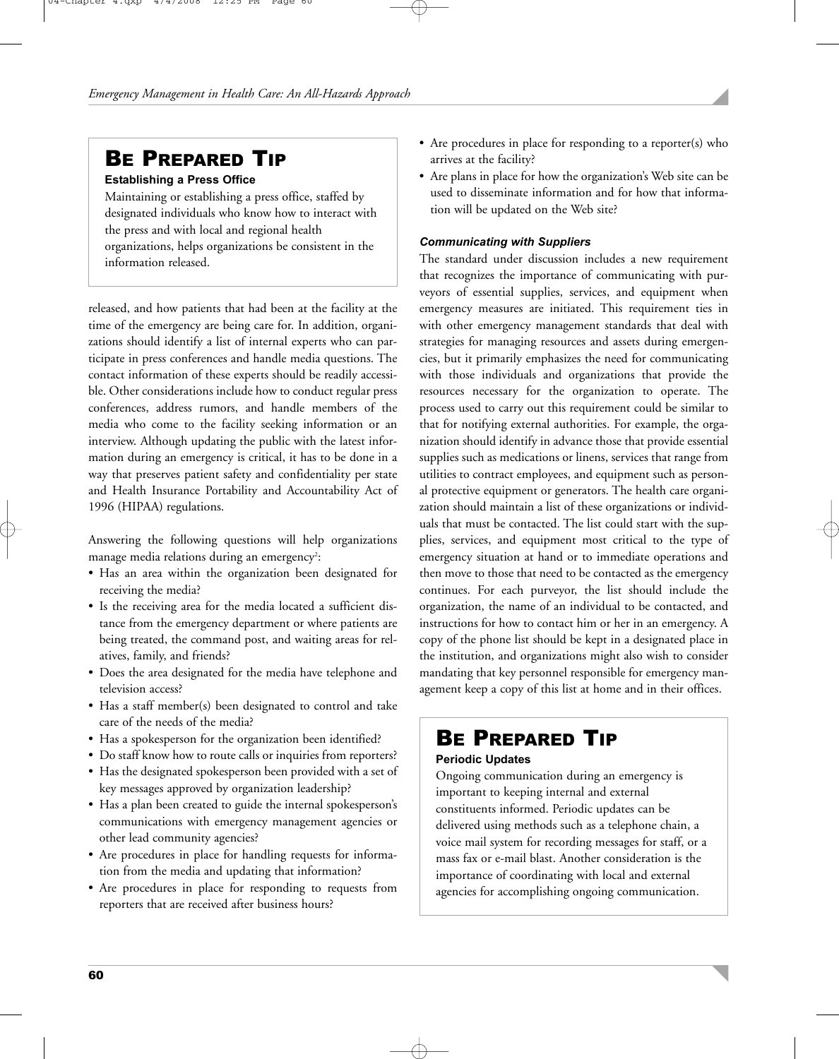## BE PREPARED TIP

**Establishing a Press Office**

Maintaining or establishing a press office, staffed by designated individuals who know how to interact with the press and with local and regional health organizations, helps organizations be consistent in the information released.

released, and how patients that had been at the facility at the time of the emergency are being care for. In addition, organizations should identify a list of internal experts who can participate in press conferences and handle media questions. The contact information of these experts should be readily accessible. Other considerations include how to conduct regular press conferences, address rumors, and handle members of the media who come to the facility seeking information or an interview. Although updating the public with the latest information during an emergency is critical, it has to be done in a way that preserves patient safety and confidentiality per state and Health Insurance Portability and Accountability Act of 1996 (HIPAA) regulations.

Answering the following questions will help organizations manage media relations during an emergency[2]:

- Has an area within the organization been designated for receiving the media?
- Is the receiving area for the media located a sufficient distance from the emergency department or where patients are being treated, the command post, and waiting areas for relatives, family, and friends?
- Does the area designated for the media have telephone and television access?
- Has a staff member(s) been designated to control and take care of the needs of the media?
- Has a spokesperson for the organization been identified?
- Do staff know how to route calls or inquiries from reporters?
- Has the designated spokesperson been provided with a set of key messages approved by organization leadership?
- Has a plan been created to guide the internal spokesperson's communications with emergency management agencies or other lead community agencies?
- Are procedures in place for handling requests for information from the media and updating that information?
- Are procedures in place for responding to requests from reporters that are received after business hours?
- Are procedures in place for responding to a reporter(s) who arrives at the facility?
- Are plans in place for how the organization's Web site can be used to disseminate information and for how that information will be updated on the Web site?

### *Communicating with Suppliers*

The standard under discussion includes a new requirement that recognizes the importance of communicating with purveyors of essential supplies, services, and equipment when emergency measures are initiated. This requirement ties in with other emergency management standards that deal with strategies for managing resources and assets during emergencies, but it primarily emphasizes the need for communicating with those individuals and organizations that provide the resources necessary for the organization to operate. The process used to carry out this requirement could be similar to that for notifying external authorities. For example, the organization should identify in advance those that provide essential supplies such as medications or linens, services that range from utilities to contract employees, and equipment such as personal protective equipment or generators. The health care organization should maintain a list of these organizations or individuals that must be contacted. The list could start with the supplies, services, and equipment most critical to the type of emergency situation at hand or to immediate operations and then move to those that need to be contacted as the emergency continues. For each purveyor, the list should include the organization, the name of an individual to be contacted, and instructions for how to contact him or her in an emergency. A copy of the phone list should be kept in a designated place in the institution, and organizations might also wish to consider mandating that key personnel responsible for emergency management keep a copy of this list at home and in their offices.

## BE PREPARED TIP

**Periodic Updates**

Ongoing communication during an emergency is important to keeping internal and external constituents informed. Periodic updates can be delivered using methods such as a telephone chain, a voice mail system for recording messages for staff, or a mass fax or e-mail blast. Another consideration is the importance of coordinating with local and external agencies for accomplishing ongoing communication.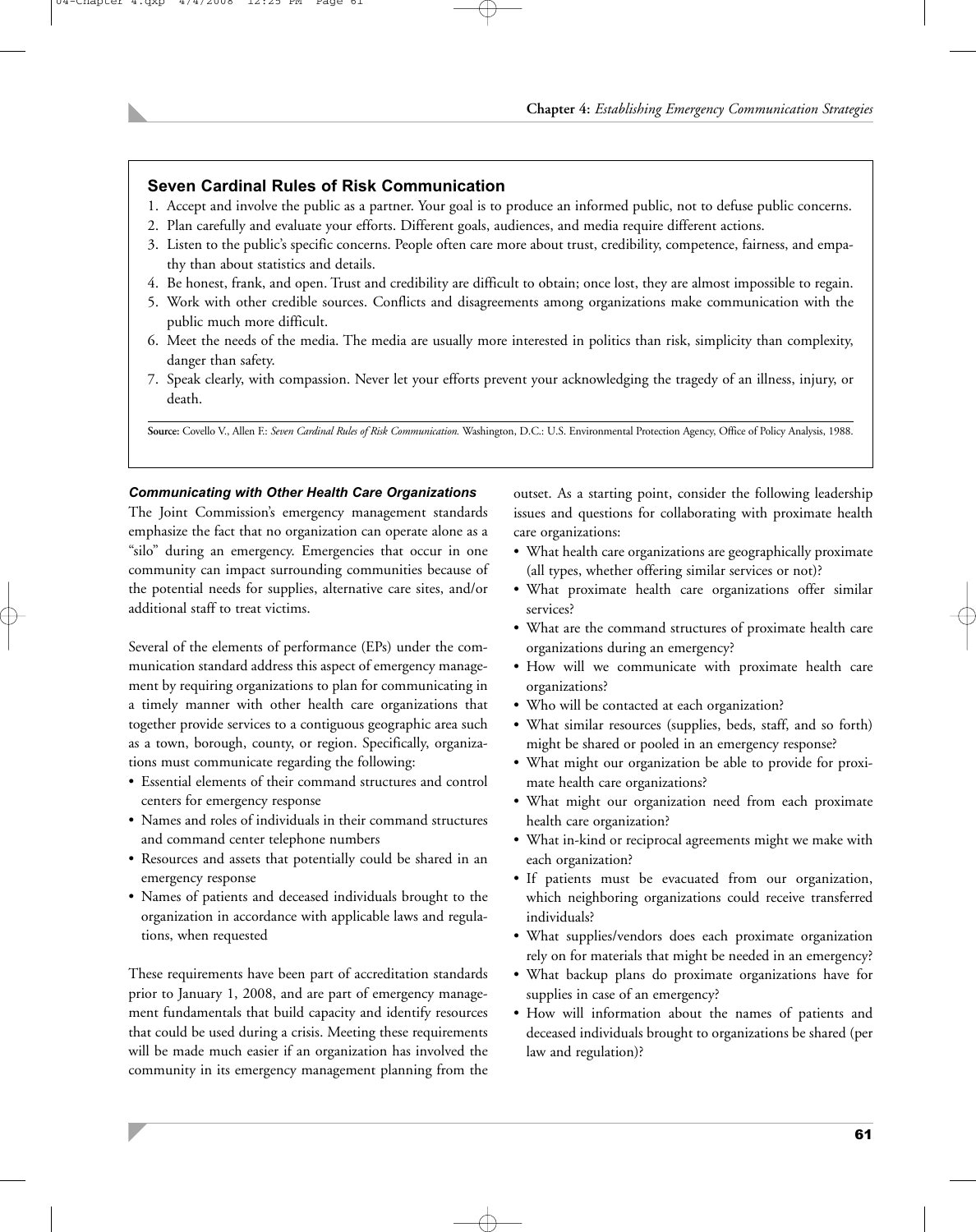## Seven Cardinal Rules of Risk Communication

1. Accept and involve the public as a partner. Your goal is to produce an informed public, not to defuse public concerns.
2. Plan carefully and evaluate your efforts. Different goals, audiences, and media require different actions.
3. Listen to the public's specific concerns. People often care more about trust, credibility, competence, fairness, and empathy than about statistics and details.
4. Be honest, frank, and open. Trust and credibility are difficult to obtain; once lost, they are almost impossible to regain.
5. Work with other credible sources. Conflicts and disagreements among organizations make communication with the public much more difficult.
6. Meet the needs of the media. The media are usually more interested in politics than risk, simplicity than complexity, danger than safety.
7. Speak clearly, with compassion. Never let your efforts prevent your acknowledging the tragedy of an illness, injury, or death.

**Source:** Covello V., Allen F.: *Seven Cardinal Rules of Risk Communication.* Washington, D.C.: U.S. Environmental Protection Agency, Office of Policy Analysis, 1988.

### *Communicating with Other Health Care Organizations*

The Joint Commission's emergency management standards emphasize the fact that no organization can operate alone as a "silo" during an emergency. Emergencies that occur in one community can impact surrounding communities because of the potential needs for supplies, alternative care sites, and/or additional staff to treat victims.

Several of the elements of performance (EPs) under the communication standard address this aspect of emergency management by requiring organizations to plan for communicating in a timely manner with other health care organizations that together provide services to a contiguous geographic area such as a town, borough, county, or region. Specifically, organizations must communicate regarding the following:

- Essential elements of their command structures and control centers for emergency response
- Names and roles of individuals in their command structures and command center telephone numbers
- Resources and assets that potentially could be shared in an emergency response
- Names of patients and deceased individuals brought to the organization in accordance with applicable laws and regulations, when requested

These requirements have been part of accreditation standards prior to January 1, 2008, and are part of emergency management fundamentals that build capacity and identify resources that could be used during a crisis. Meeting these requirements will be made much easier if an organization has involved the community in its emergency management planning from the outset. As a starting point, consider the following leadership issues and questions for collaborating with proximate health care organizations:

- What health care organizations are geographically proximate (all types, whether offering similar services or not)?
- What proximate health care organizations offer similar services?
- What are the command structures of proximate health care organizations during an emergency?
- How will we communicate with proximate health care organizations?
- Who will be contacted at each organization?
- What similar resources (supplies, beds, staff, and so forth) might be shared or pooled in an emergency response?
- What might our organization be able to provide for proximate health care organizations?
- What might our organization need from each proximate health care organization?
- What in-kind or reciprocal agreements might we make with each organization?
- If patients must be evacuated from our organization, which neighboring organizations could receive transferred individuals?
- What supplies/vendors does each proximate organization rely on for materials that might be needed in an emergency?
- What backup plans do proximate organizations have for supplies in case of an emergency?
- How will information about the names of patients and deceased individuals brought to organizations be shared (per law and regulation)?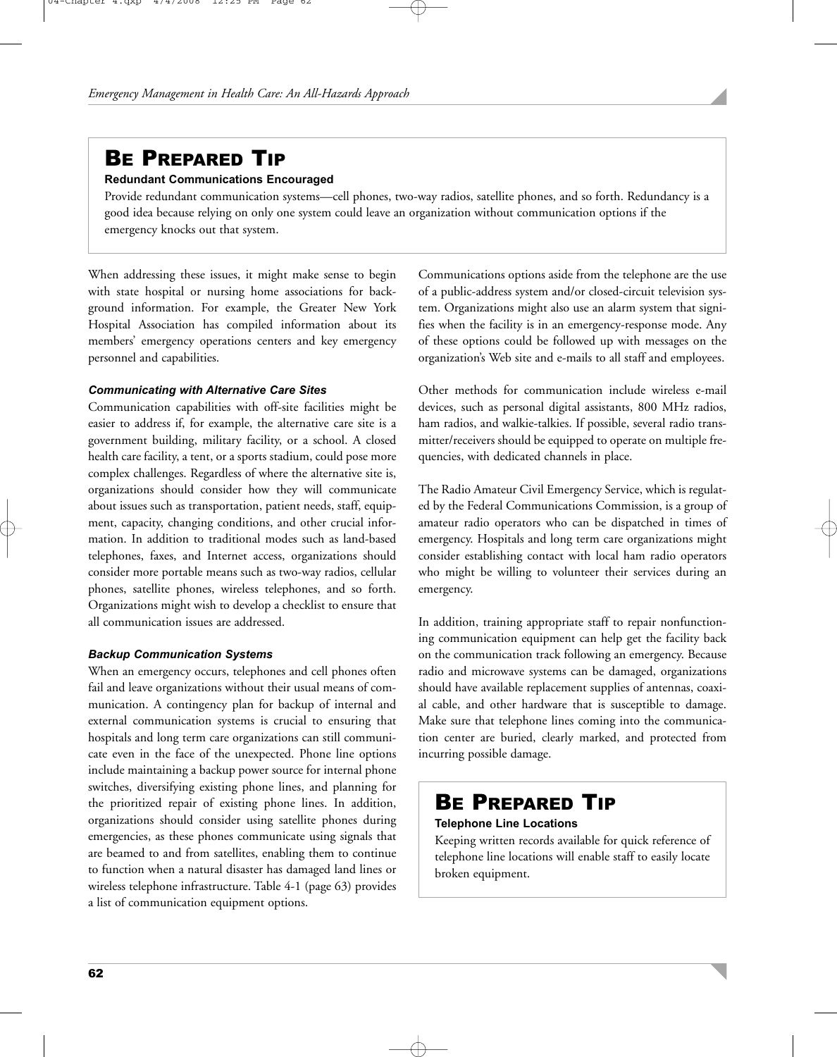## BE PREPARED TIP

**Redundant Communications Encouraged**

Provide redundant communication systems—cell phones, two-way radios, satellite phones, and so forth. Redundancy is a good idea because relying on only one system could leave an organization without communication options if the emergency knocks out that system.

When addressing these issues, it might make sense to begin with state hospital or nursing home associations for background information. For example, the Greater New York Hospital Association has compiled information about its members' emergency operations centers and key emergency personnel and capabilities.

#### *Communicating with Alternative Care Sites*

Communication capabilities with off-site facilities might be easier to address if, for example, the alternative care site is a government building, military facility, or a school. A closed health care facility, a tent, or a sports stadium, could pose more complex challenges. Regardless of where the alternative site is, organizations should consider how they will communicate about issues such as transportation, patient needs, staff, equipment, capacity, changing conditions, and other crucial information. In addition to traditional modes such as land-based telephones, faxes, and Internet access, organizations should consider more portable means such as two-way radios, cellular phones, satellite phones, wireless telephones, and so forth. Organizations might wish to develop a checklist to ensure that all communication issues are addressed.

#### *Backup Communication Systems*

When an emergency occurs, telephones and cell phones often fail and leave organizations without their usual means of communication. A contingency plan for backup of internal and external communication systems is crucial to ensuring that hospitals and long term care organizations can still communicate even in the face of the unexpected. Phone line options include maintaining a backup power source for internal phone switches, diversifying existing phone lines, and planning for the prioritized repair of existing phone lines. In addition, organizations should consider using satellite phones during emergencies, as these phones communicate using signals that are beamed to and from satellites, enabling them to continue to function when a natural disaster has damaged land lines or wireless telephone infrastructure. Table 4-1 (page 63) provides a list of communication equipment options.

Communications options aside from the telephone are the use of a public-address system and/or closed-circuit television system. Organizations might also use an alarm system that signifies when the facility is in an emergency-response mode. Any of these options could be followed up with messages on the organization's Web site and e-mails to all staff and employees.

Other methods for communication include wireless e-mail devices, such as personal digital assistants, 800 MHz radios, ham radios, and walkie-talkies. If possible, several radio transmitter/receivers should be equipped to operate on multiple frequencies, with dedicated channels in place.

The Radio Amateur Civil Emergency Service, which is regulated by the Federal Communications Commission, is a group of amateur radio operators who can be dispatched in times of emergency. Hospitals and long term care organizations might consider establishing contact with local ham radio operators who might be willing to volunteer their services during an emergency.

In addition, training appropriate staff to repair nonfunctioning communication equipment can help get the facility back on the communication track following an emergency. Because radio and microwave systems can be damaged, organizations should have available replacement supplies of antennas, coaxial cable, and other hardware that is susceptible to damage. Make sure that telephone lines coming into the communication center are buried, clearly marked, and protected from incurring possible damage.

## BE PREPARED TIP

**Telephone Line Locations**

Keeping written records available for quick reference of telephone line locations will enable staff to easily locate broken equipment.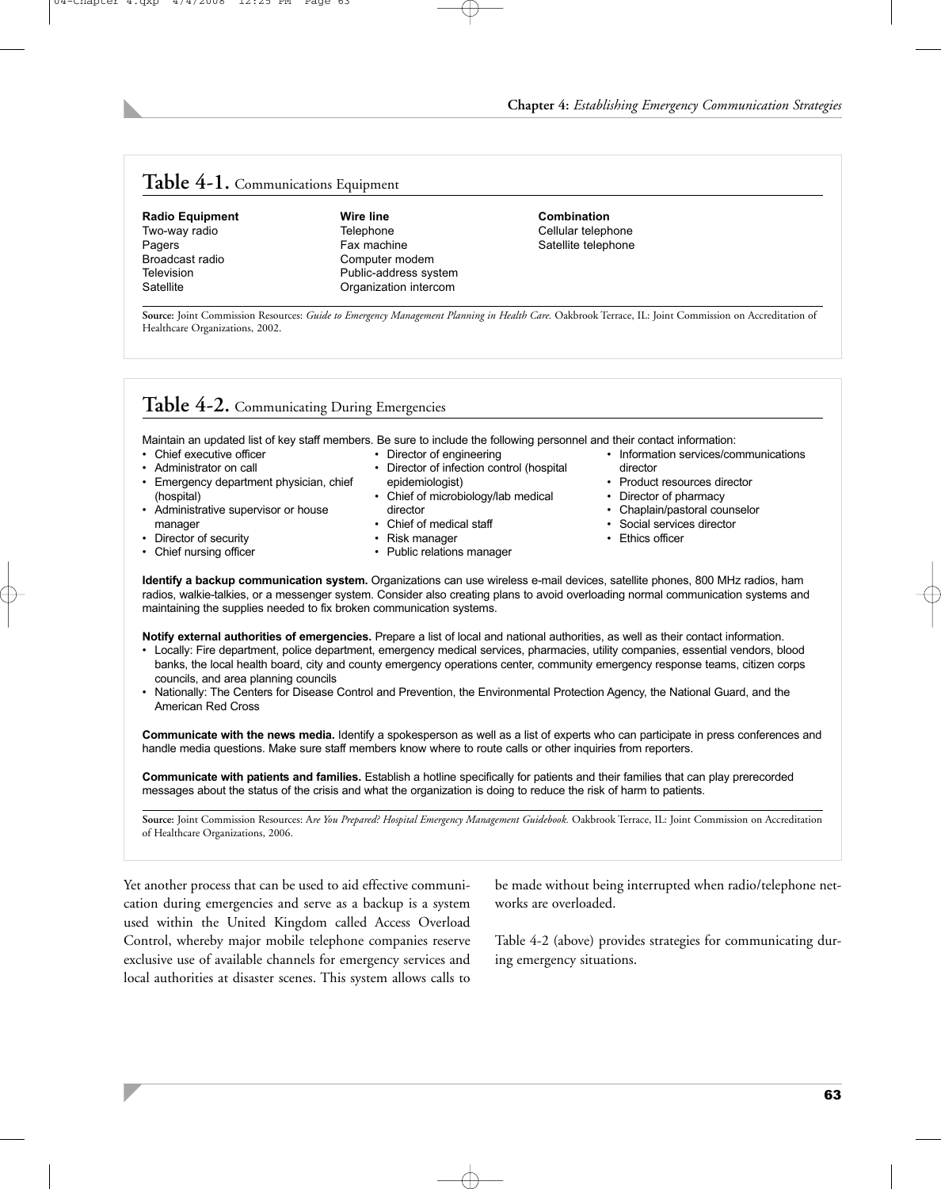## Table 4-1. Communications Equipment

| Radio Equipment | Wire line | Combination |
|---|---|---|
| Two-way radio | Telephone | Cellular telephone |
| Pagers | Fax machine | Satellite telephone |
| Broadcast radio | Computer modem | |
| Television | Public-address system | |
| Satellite | Organization intercom | |

**Source:** Joint Commission Resources: *Guide to Emergency Management Planning in Health Care.* Oakbrook Terrace, IL: Joint Commission on Accreditation of Healthcare Organizations, 2002.

## Table 4-2. Communicating During Emergencies

Maintain an updated list of key staff members. Be sure to include the following personnel and their contact information:

- Chief executive officer
- Administrator on call
- Emergency department physician, chief (hospital)
- Administrative supervisor or house manager
- Director of security
- Chief nursing officer
- Director of engineering
- Director of infection control (hospital epidemiologist)
- Chief of microbiology/lab medical director
- Chief of medical staff
- Risk manager
- Public relations manager
- Information services/communications director
- Product resources director
- Director of pharmacy
- Chaplain/pastoral counselor
- Social services director
- Ethics officer

**Identify a backup communication system.** Organizations can use wireless e-mail devices, satellite phones, 800 MHz radios, ham radios, walkie-talkies, or a messenger system. Consider also creating plans to avoid overloading normal communication systems and maintaining the supplies needed to fix broken communication systems.

**Notify external authorities of emergencies.** Prepare a list of local and national authorities, as well as their contact information.

- Locally: Fire department, police department, emergency medical services, pharmacies, utility companies, essential vendors, blood banks, the local health board, city and county emergency operations center, community emergency response teams, citizen corps councils, and area planning councils
- Nationally: The Centers for Disease Control and Prevention, the Environmental Protection Agency, the National Guard, and the American Red Cross

**Communicate with the news media.** Identify a spokesperson as well as a list of experts who can participate in press conferences and handle media questions. Make sure staff members know where to route calls or other inquiries from reporters.

**Communicate with patients and families.** Establish a hotline specifically for patients and their families that can play prerecorded messages about the status of the crisis and what the organization is doing to reduce the risk of harm to patients.

**Source:** Joint Commission Resources: A*re You Prepared? Hospital Emergency Management Guidebook.* Oakbrook Terrace, IL: Joint Commission on Accreditation of Healthcare Organizations, 2006.

Yet another process that can be used to aid effective communication during emergencies and serve as a backup is a system used within the United Kingdom called Access Overload Control, whereby major mobile telephone companies reserve exclusive use of available channels for emergency services and local authorities at disaster scenes. This system allows calls to be made without being interrupted when radio/telephone networks are overloaded.

Table 4-2 (above) provides strategies for communicating during emergency situations.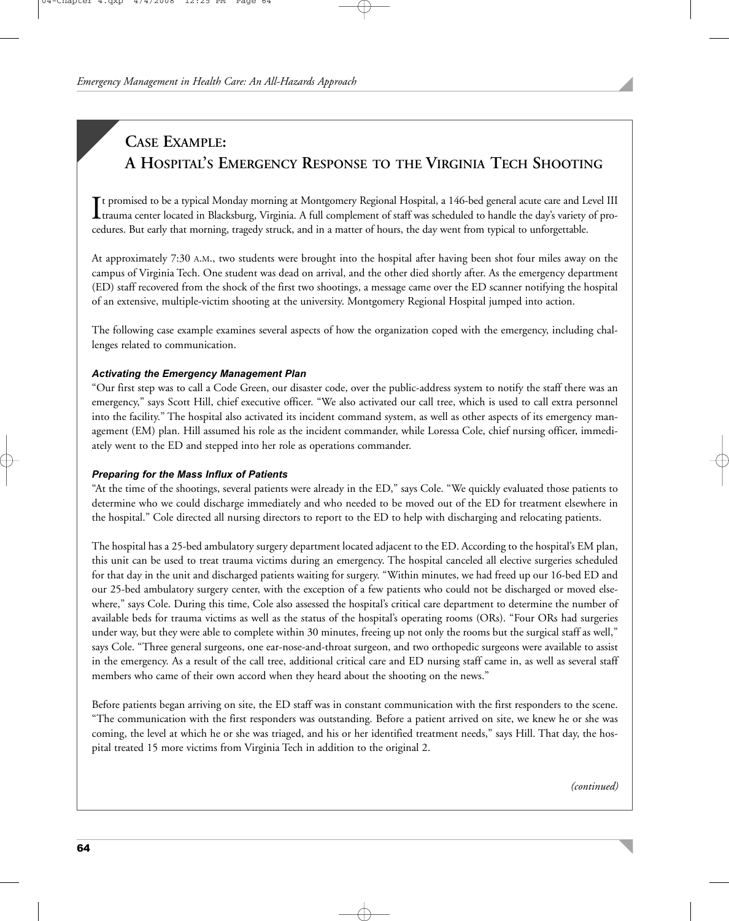## CASE EXAMPLE: A HOSPITAL'S EMERGENCY RESPONSE TO THE VIRGINIA TECH SHOOTING

It promised to be a typical Monday morning at Montgomery Regional Hospital, a 146-bed general acute care and Level III trauma center located in Blacksburg, Virginia. A full complement of staff was scheduled to handle the day's variety of procedures. But early that morning, tragedy struck, and in a matter of hours, the day went from typical to unforgettable.

At approximately 7:30 A.M., two students were brought into the hospital after having been shot four miles away on the campus of Virginia Tech. One student was dead on arrival, and the other died shortly after. As the emergency department (ED) staff recovered from the shock of the first two shootings, a message came over the ED scanner notifying the hospital of an extensive, multiple-victim shooting at the university. Montgomery Regional Hospital jumped into action.

The following case example examines several aspects of how the organization coped with the emergency, including challenges related to communication.

### *Activating the Emergency Management Plan*

"Our first step was to call a Code Green, our disaster code, over the public-address system to notify the staff there was an emergency," says Scott Hill, chief executive officer. "We also activated our call tree, which is used to call extra personnel into the facility." The hospital also activated its incident command system, as well as other aspects of its emergency management (EM) plan. Hill assumed his role as the incident commander, while Loressa Cole, chief nursing officer, immediately went to the ED and stepped into her role as operations commander.

### *Preparing for the Mass Influx of Patients*

"At the time of the shootings, several patients were already in the ED," says Cole. "We quickly evaluated those patients to determine who we could discharge immediately and who needed to be moved out of the ED for treatment elsewhere in the hospital." Cole directed all nursing directors to report to the ED to help with discharging and relocating patients.

The hospital has a 25-bed ambulatory surgery department located adjacent to the ED. According to the hospital's EM plan, this unit can be used to treat trauma victims during an emergency. The hospital canceled all elective surgeries scheduled for that day in the unit and discharged patients waiting for surgery. "Within minutes, we had freed up our 16-bed ED and our 25-bed ambulatory surgery center, with the exception of a few patients who could not be discharged or moved elsewhere," says Cole. During this time, Cole also assessed the hospital's critical care department to determine the number of available beds for trauma victims as well as the status of the hospital's operating rooms (ORs). "Four ORs had surgeries under way, but they were able to complete within 30 minutes, freeing up not only the rooms but the surgical staff as well," says Cole. "Three general surgeons, one ear-nose-and-throat surgeon, and two orthopedic surgeons were available to assist in the emergency. As a result of the call tree, additional critical care and ED nursing staff came in, as well as several staff members who came of their own accord when they heard about the shooting on the news."

Before patients began arriving on site, the ED staff was in constant communication with the first responders to the scene. "The communication with the first responders was outstanding. Before a patient arrived on site, we knew he or she was coming, the level at which he or she was triaged, and his or her identified treatment needs," says Hill. That day, the hospital treated 15 more victims from Virginia Tech in addition to the original 2.

*(continued)*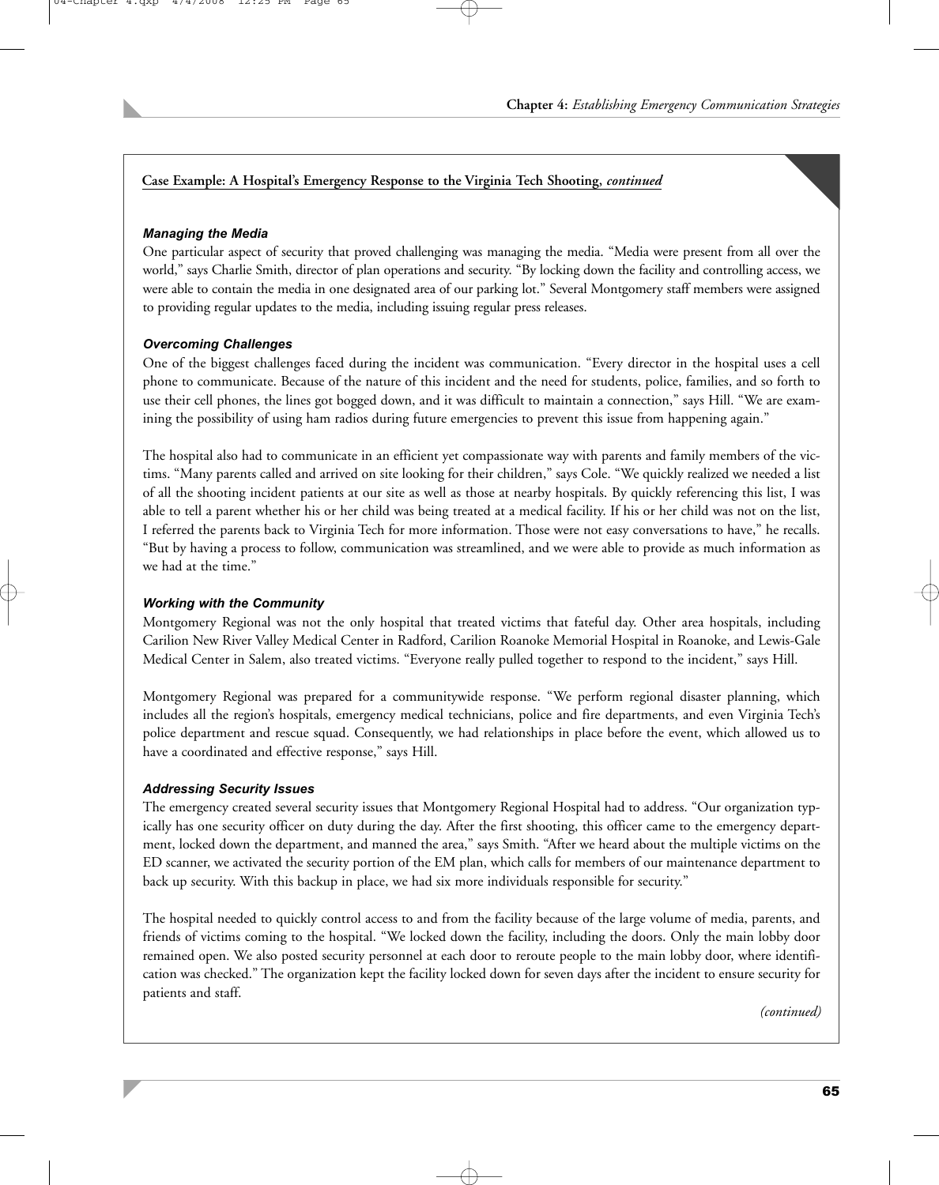**Case Example: A Hospital's Emergency Response to the Virginia Tech Shooting, *continued***

***Managing the Media***

One particular aspect of security that proved challenging was managing the media. "Media were present from all over the world," says Charlie Smith, director of plan operations and security. "By locking down the facility and controlling access, we were able to contain the media in one designated area of our parking lot." Several Montgomery staff members were assigned to providing regular updates to the media, including issuing regular press releases.

***Overcoming Challenges***

One of the biggest challenges faced during the incident was communication. "Every director in the hospital uses a cell phone to communicate. Because of the nature of this incident and the need for students, police, families, and so forth to use their cell phones, the lines got bogged down, and it was difficult to maintain a connection," says Hill. "We are examining the possibility of using ham radios during future emergencies to prevent this issue from happening again."

The hospital also had to communicate in an efficient yet compassionate way with parents and family members of the victims. "Many parents called and arrived on site looking for their children," says Cole. "We quickly realized we needed a list of all the shooting incident patients at our site as well as those at nearby hospitals. By quickly referencing this list, I was able to tell a parent whether his or her child was being treated at a medical facility. If his or her child was not on the list, I referred the parents back to Virginia Tech for more information. Those were not easy conversations to have," he recalls. "But by having a process to follow, communication was streamlined, and we were able to provide as much information as we had at the time."

***Working with the Community***

Montgomery Regional was not the only hospital that treated victims that fateful day. Other area hospitals, including Carilion New River Valley Medical Center in Radford, Carilion Roanoke Memorial Hospital in Roanoke, and Lewis-Gale Medical Center in Salem, also treated victims. "Everyone really pulled together to respond to the incident," says Hill.

Montgomery Regional was prepared for a communitywide response. "We perform regional disaster planning, which includes all the region's hospitals, emergency medical technicians, police and fire departments, and even Virginia Tech's police department and rescue squad. Consequently, we had relationships in place before the event, which allowed us to have a coordinated and effective response," says Hill.

***Addressing Security Issues***

The emergency created several security issues that Montgomery Regional Hospital had to address. "Our organization typically has one security officer on duty during the day. After the first shooting, this officer came to the emergency department, locked down the department, and manned the area," says Smith. "After we heard about the multiple victims on the ED scanner, we activated the security portion of the EM plan, which calls for members of our maintenance department to back up security. With this backup in place, we had six more individuals responsible for security."

The hospital needed to quickly control access to and from the facility because of the large volume of media, parents, and friends of victims coming to the hospital. "We locked down the facility, including the doors. Only the main lobby door remained open. We also posted security personnel at each door to reroute people to the main lobby door, where identification was checked." The organization kept the facility locked down for seven days after the incident to ensure security for patients and staff.

*(continued)*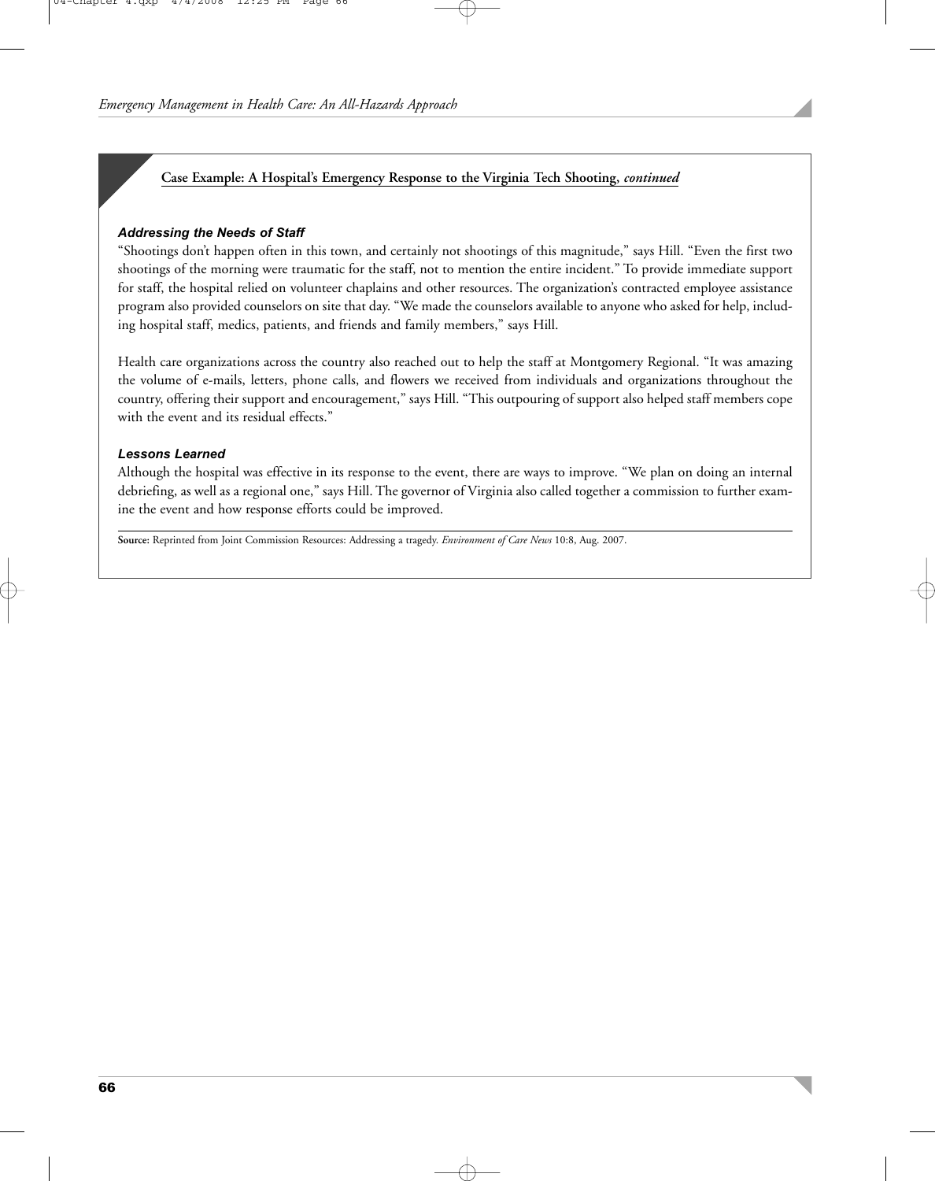**Case Example: A Hospital's Emergency Response to the Virginia Tech Shooting, *continued***

### *Addressing the Needs of Staff*

"Shootings don't happen often in this town, and certainly not shootings of this magnitude," says Hill. "Even the first two shootings of the morning were traumatic for the staff, not to mention the entire incident." To provide immediate support for staff, the hospital relied on volunteer chaplains and other resources. The organization's contracted employee assistance program also provided counselors on site that day. "We made the counselors available to anyone who asked for help, including hospital staff, medics, patients, and friends and family members," says Hill.

Health care organizations across the country also reached out to help the staff at Montgomery Regional. "It was amazing the volume of e-mails, letters, phone calls, and flowers we received from individuals and organizations throughout the country, offering their support and encouragement," says Hill. "This outpouring of support also helped staff members cope with the event and its residual effects."

### *Lessons Learned*

Although the hospital was effective in its response to the event, there are ways to improve. "We plan on doing an internal debriefing, as well as a regional one," says Hill. The governor of Virginia also called together a commission to further examine the event and how response efforts could be improved.

**Source:** Reprinted from Joint Commission Resources: Addressing a tragedy. *Environment of Care News* 10:8, Aug. 2007.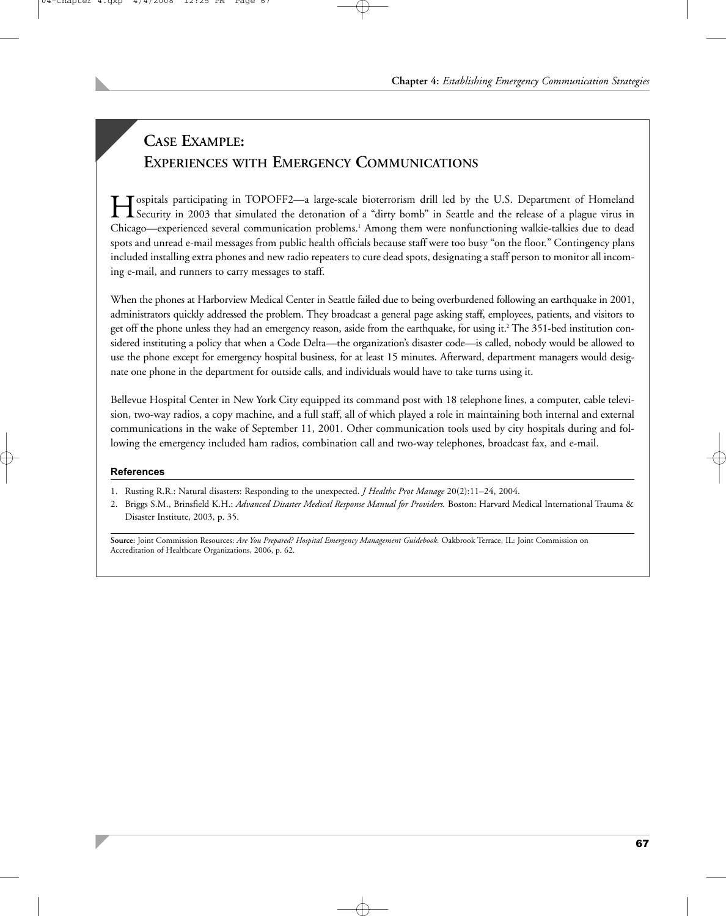## Case Example: Experiences with Emergency Communications

Hospitals participating in TOPOFF2—a large-scale bioterrorism drill led by the U.S. Department of Homeland Security in 2003 that simulated the detonation of a "dirty bomb" in Seattle and the release of a plague virus in Chicago—experienced several communication problems.[1] Among them were nonfunctioning walkie-talkies due to dead spots and unread e-mail messages from public health officials because staff were too busy "on the floor." Contingency plans included installing extra phones and new radio repeaters to cure dead spots, designating a staff person to monitor all incoming e-mail, and runners to carry messages to staff.

When the phones at Harborview Medical Center in Seattle failed due to being overburdened following an earthquake in 2001, administrators quickly addressed the problem. They broadcast a general page asking staff, employees, patients, and visitors to get off the phone unless they had an emergency reason, aside from the earthquake, for using it.[2] The 351-bed institution considered instituting a policy that when a Code Delta—the organization's disaster code—is called, nobody would be allowed to use the phone except for emergency hospital business, for at least 15 minutes. Afterward, department managers would designate one phone in the department for outside calls, and individuals would have to take turns using it.

Bellevue Hospital Center in New York City equipped its command post with 18 telephone lines, a computer, cable television, two-way radios, a copy machine, and a full staff, all of which played a role in maintaining both internal and external communications in the wake of September 11, 2001. Other communication tools used by city hospitals during and following the emergency included ham radios, combination call and two-way telephones, broadcast fax, and e-mail.

**References**

1. Rusting R.R.: Natural disasters: Responding to the unexpected. *J Healthc Prot Manage* 20(2):11–24, 2004.
2. Briggs S.M., Brinsfield K.H.: *Advanced Disaster Medical Response Manual for Providers.* Boston: Harvard Medical International Trauma & Disaster Institute, 2003, p. 35.

**Source:** Joint Commission Resources: *Are You Prepared? Hospital Emergency Management Guidebook.* Oakbrook Terrace, IL: Joint Commission on Accreditation of Healthcare Organizations, 2006, p. 62.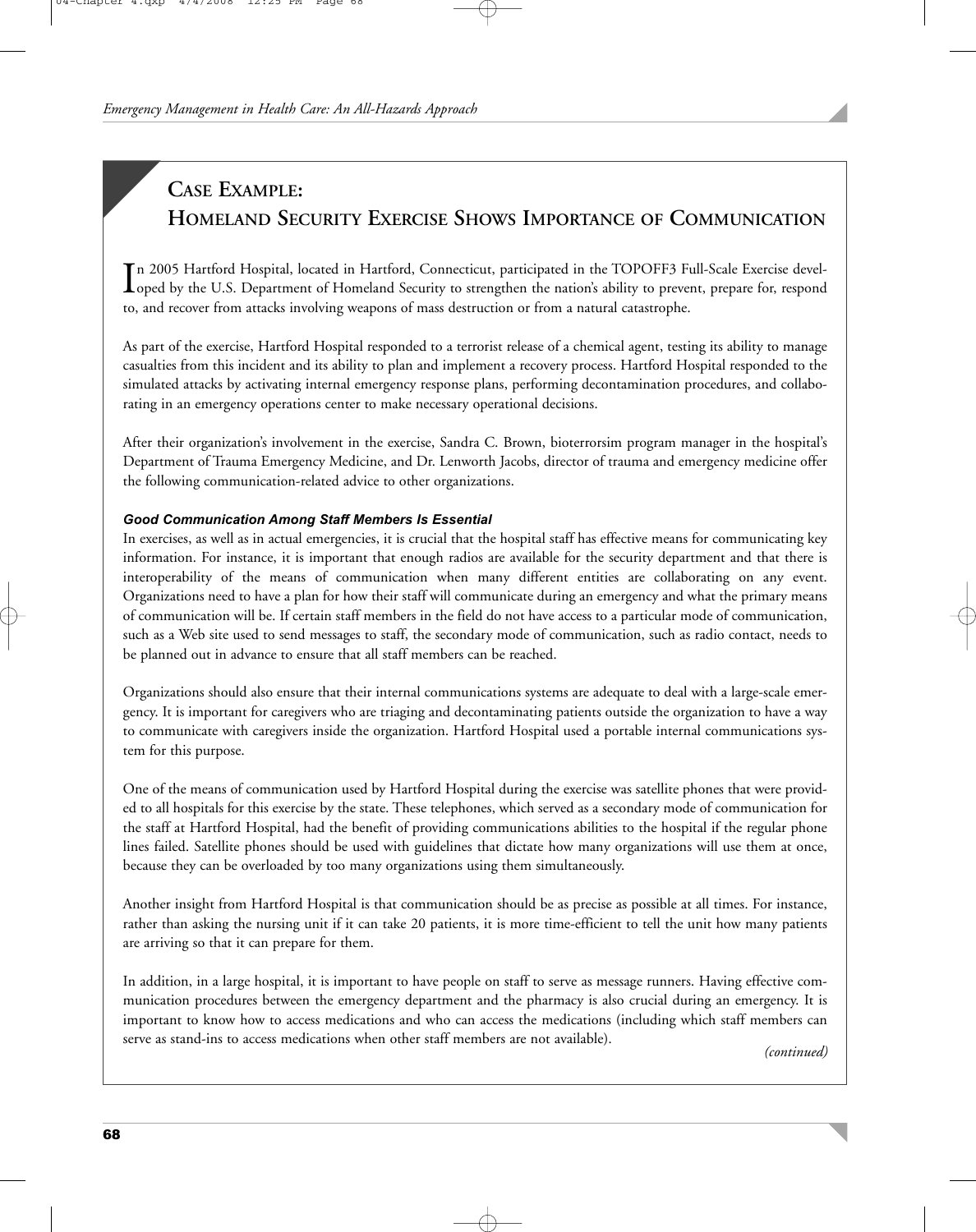## Case Example: Homeland Security Exercise Shows Importance of Communication

In 2005 Hartford Hospital, located in Hartford, Connecticut, participated in the TOPOFF3 Full-Scale Exercise developed by the U.S. Department of Homeland Security to strengthen the nation's ability to prevent, prepare for, respond to, and recover from attacks involving weapons of mass destruction or from a natural catastrophe.

As part of the exercise, Hartford Hospital responded to a terrorist release of a chemical agent, testing its ability to manage casualties from this incident and its ability to plan and implement a recovery process. Hartford Hospital responded to the simulated attacks by activating internal emergency response plans, performing decontamination procedures, and collaborating in an emergency operations center to make necessary operational decisions.

After their organization's involvement in the exercise, Sandra C. Brown, bioterrorsim program manager in the hospital's Department of Trauma Emergency Medicine, and Dr. Lenworth Jacobs, director of trauma and emergency medicine offer the following communication-related advice to other organizations.

***Good Communication Among Staff Members Is Essential***

In exercises, as well as in actual emergencies, it is crucial that the hospital staff has effective means for communicating key information. For instance, it is important that enough radios are available for the security department and that there is interoperability of the means of communication when many different entities are collaborating on any event. Organizations need to have a plan for how their staff will communicate during an emergency and what the primary means of communication will be. If certain staff members in the field do not have access to a particular mode of communication, such as a Web site used to send messages to staff, the secondary mode of communication, such as radio contact, needs to be planned out in advance to ensure that all staff members can be reached.

Organizations should also ensure that their internal communications systems are adequate to deal with a large-scale emergency. It is important for caregivers who are triaging and decontaminating patients outside the organization to have a way to communicate with caregivers inside the organization. Hartford Hospital used a portable internal communications system for this purpose.

One of the means of communication used by Hartford Hospital during the exercise was satellite phones that were provided to all hospitals for this exercise by the state. These telephones, which served as a secondary mode of communication for the staff at Hartford Hospital, had the benefit of providing communications abilities to the hospital if the regular phone lines failed. Satellite phones should be used with guidelines that dictate how many organizations will use them at once, because they can be overloaded by too many organizations using them simultaneously.

Another insight from Hartford Hospital is that communication should be as precise as possible at all times. For instance, rather than asking the nursing unit if it can take 20 patients, it is more time-efficient to tell the unit how many patients are arriving so that it can prepare for them.

In addition, in a large hospital, it is important to have people on staff to serve as message runners. Having effective communication procedures between the emergency department and the pharmacy is also crucial during an emergency. It is important to know how to access medications and who can access the medications (including which staff members can serve as stand-ins to access medications when other staff members are not available).

*(continued)*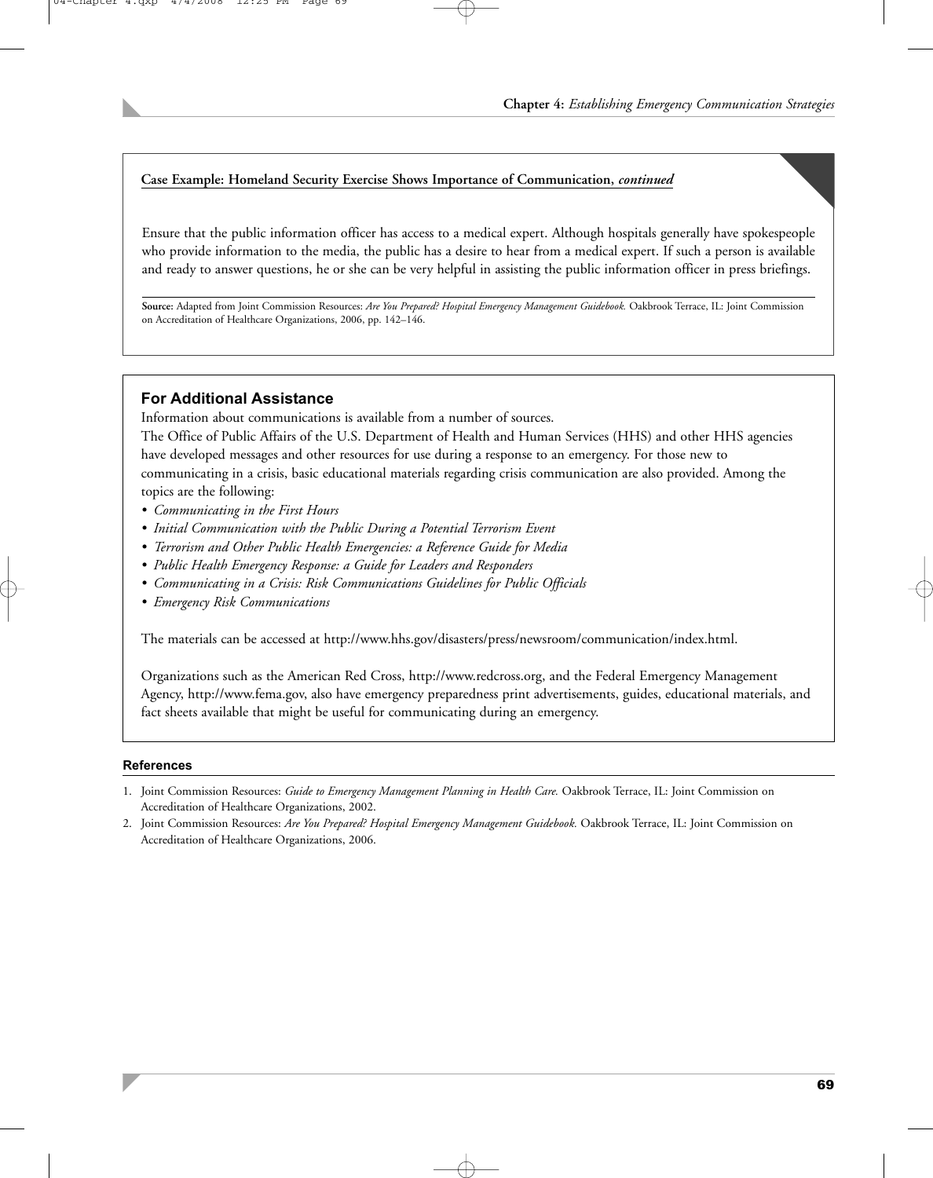**Case Example: Homeland Security Exercise Shows Importance of Communication, *continued***

Ensure that the public information officer has access to a medical expert. Although hospitals generally have spokespeople who provide information to the media, the public has a desire to hear from a medical expert. If such a person is available and ready to answer questions, he or she can be very helpful in assisting the public information officer in press briefings.

**Source:** Adapted from Joint Commission Resources: *Are You Prepared? Hospital Emergency Management Guidebook.* Oakbrook Terrace, IL: Joint Commission on Accreditation of Healthcare Organizations, 2006, pp. 142–146.

## For Additional Assistance

Information about communications is available from a number of sources.

The Office of Public Affairs of the U.S. Department of Health and Human Services (HHS) and other HHS agencies have developed messages and other resources for use during a response to an emergency. For those new to communicating in a crisis, basic educational materials regarding crisis communication are also provided. Among the topics are the following:

- *Communicating in the First Hours*
- *Initial Communication with the Public During a Potential Terrorism Event*
- *Terrorism and Other Public Health Emergencies: a Reference Guide for Media*
- *Public Health Emergency Response: a Guide for Leaders and Responders*
- *Communicating in a Crisis: Risk Communications Guidelines for Public Officials*
- *Emergency Risk Communications*

The materials can be accessed at http://www.hhs.gov/disasters/press/newsroom/communication/index.html.

Organizations such as the American Red Cross, http://www.redcross.org, and the Federal Emergency Management Agency, http://www.fema.gov, also have emergency preparedness print advertisements, guides, educational materials, and fact sheets available that might be useful for communicating during an emergency.

### References

1. Joint Commission Resources: *Guide to Emergency Management Planning in Health Care.* Oakbrook Terrace, IL: Joint Commission on Accreditation of Healthcare Organizations, 2002.
2. Joint Commission Resources: *Are You Prepared? Hospital Emergency Management Guidebook.* Oakbrook Terrace, IL: Joint Commission on Accreditation of Healthcare Organizations, 2006.